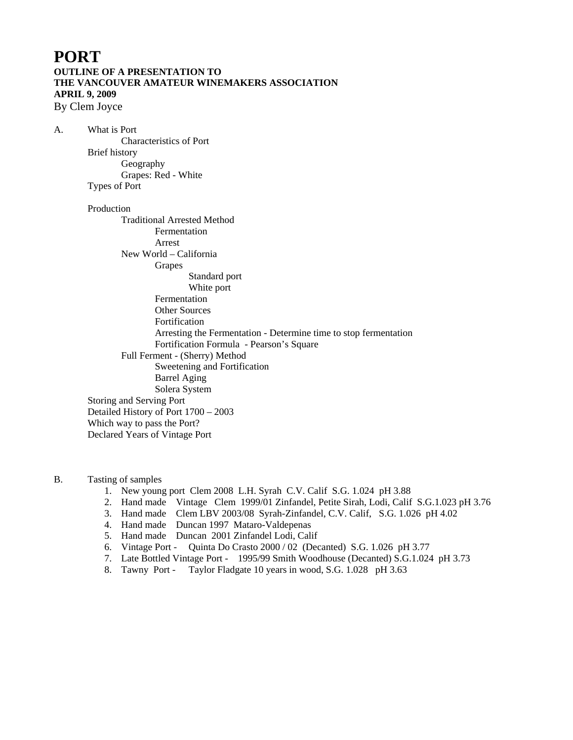# PORT

**OUTLINE OF A PRESENTATION TO**
**THE VANCOUVER AMATEUR WINEMAKERS ASSOCIATION**
**APRIL 9, 2009**

By Clem Joyce

A. What is Port
  - Characteristics of Port
- Brief history
  - Geography
  - Grapes: Red - White
- Types of Port
- Production
  - Traditional Arrested Method
    - Fermentation
    - Arrest
  - New World – California
    - Grapes
      - Standard port
      - White port
    - Fermentation
    - Other Sources
    - Fortification
    - Arresting the Fermentation - Determine time to stop fermentation
    - Fortification Formula - Pearson's Square
  - Full Ferment - (Sherry) Method
    - Sweetening and Fortification
    - Barrel Aging
    - Solera System
- Storing and Serving Port
- Detailed History of Port 1700 – 2003
- Which way to pass the Port?
- Declared Years of Vintage Port

B. Tasting of samples

1. New young port Clem 2008 L.H. Syrah C.V. Calif S.G. 1.024 pH 3.88
2. Hand made Vintage Clem 1999/01 Zinfandel, Petite Sirah, Lodi, Calif S.G.1.023 pH 3.76
3. Hand made Clem LBV 2003/08 Syrah-Zinfandel, C.V. Calif, S.G. 1.026 pH 4.02
4. Hand made Duncan 1997 Mataro-Valdepenas
5. Hand made Duncan 2001 Zinfandel Lodi, Calif
6. Vintage Port - Quinta Do Crasto 2000 / 02 (Decanted) S.G. 1.026 pH 3.77
7. Late Bottled Vintage Port - 1995/99 Smith Woodhouse (Decanted) S.G.1.024 pH 3.73
8. Tawny Port - Taylor Fladgate 10 years in wood, S.G. 1.028 pH 3.63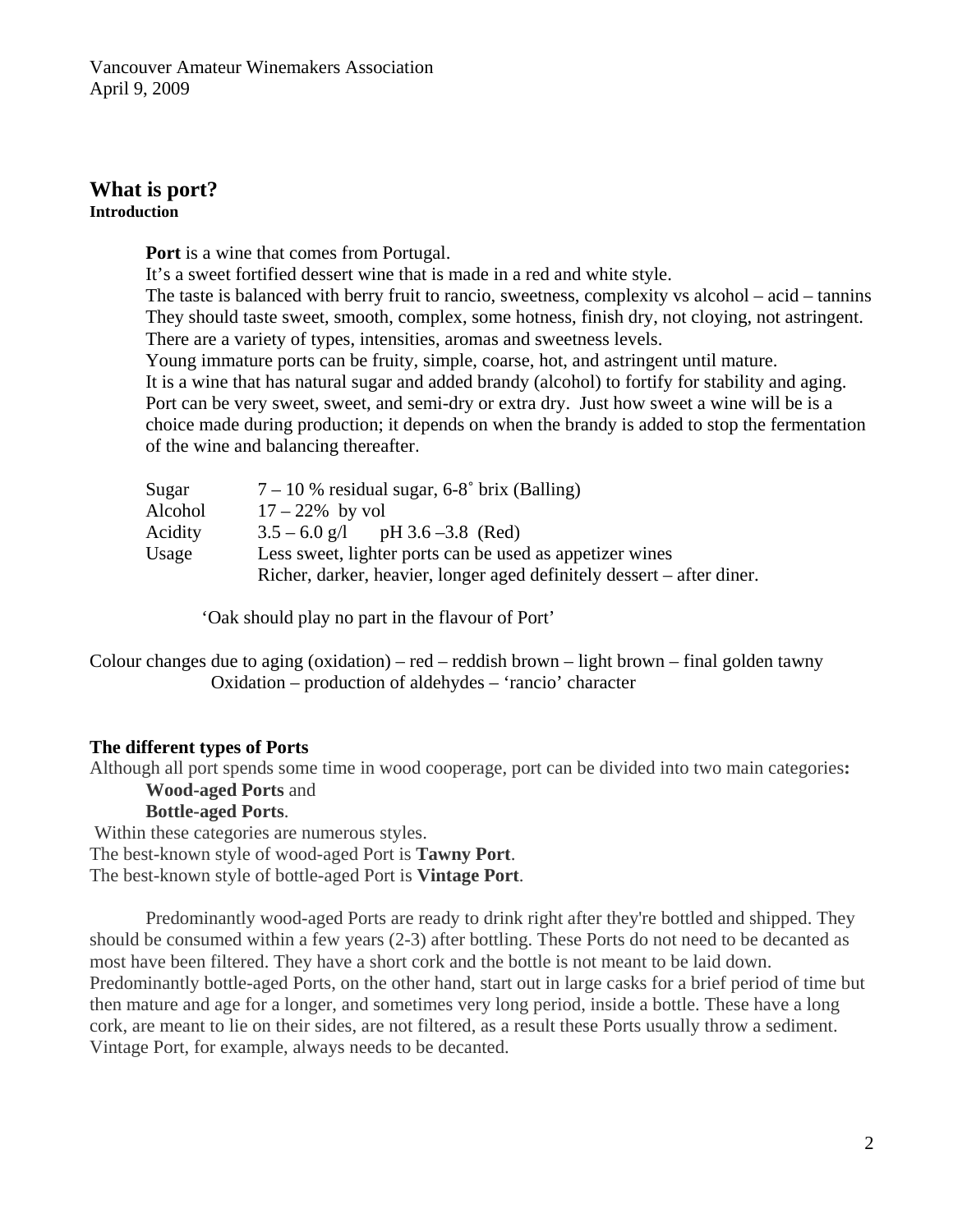Vancouver Amateur Winemakers Association
April 9, 2009

## What is port?

**Introduction**

**Port** is a wine that comes from Portugal.
It's a sweet fortified dessert wine that is made in a red and white style.
The taste is balanced with berry fruit to rancio, sweetness, complexity vs alcohol – acid – tannins
They should taste sweet, smooth, complex, some hotness, finish dry, not cloying, not astringent.
There are a variety of types, intensities, aromas and sweetness levels.
Young immature ports can be fruity, simple, coarse, hot, and astringent until mature.
It is a wine that has natural sugar and added brandy (alcohol) to fortify for stability and aging.
Port can be very sweet, sweet, and semi-dry or extra dry. Just how sweet a wine will be is a choice made during production; it depends on when the brandy is added to stop the fermentation of the wine and balancing thereafter.

| | |
|---|---|
| Sugar | 7 – 10 % residual sugar, 6-8˚ brix (Balling) |
| Alcohol | 17 – 22% by vol |
| Acidity | 3.5 – 6.0 g/l pH 3.6 –3.8 (Red) |
| Usage | Less sweet, lighter ports can be used as appetizer wines<br>Richer, darker, heavier, longer aged definitely dessert – after diner. |

'Oak should play no part in the flavour of Port'

Colour changes due to aging (oxidation) – red – reddish brown – light brown – final golden tawny
Oxidation – production of aldehydes – 'rancio' character

**The different types of Ports**

Although all port spends some time in wood cooperage, port can be divided into two main categories**:**

**Wood-aged Ports** and
**Bottle-aged Ports**.

Within these categories are numerous styles.
The best-known style of wood-aged Port is **Tawny Port**.
The best-known style of bottle-aged Port is **Vintage Port**.

Predominantly wood-aged Ports are ready to drink right after they're bottled and shipped. They should be consumed within a few years (2-3) after bottling. These Ports do not need to be decanted as most have been filtered. They have a short cork and the bottle is not meant to be laid down. Predominantly bottle-aged Ports, on the other hand, start out in large casks for a brief period of time but then mature and age for a longer, and sometimes very long period, inside a bottle. These have a long cork, are meant to lie on their sides, are not filtered, as a result these Ports usually throw a sediment. Vintage Port, for example, always needs to be decanted.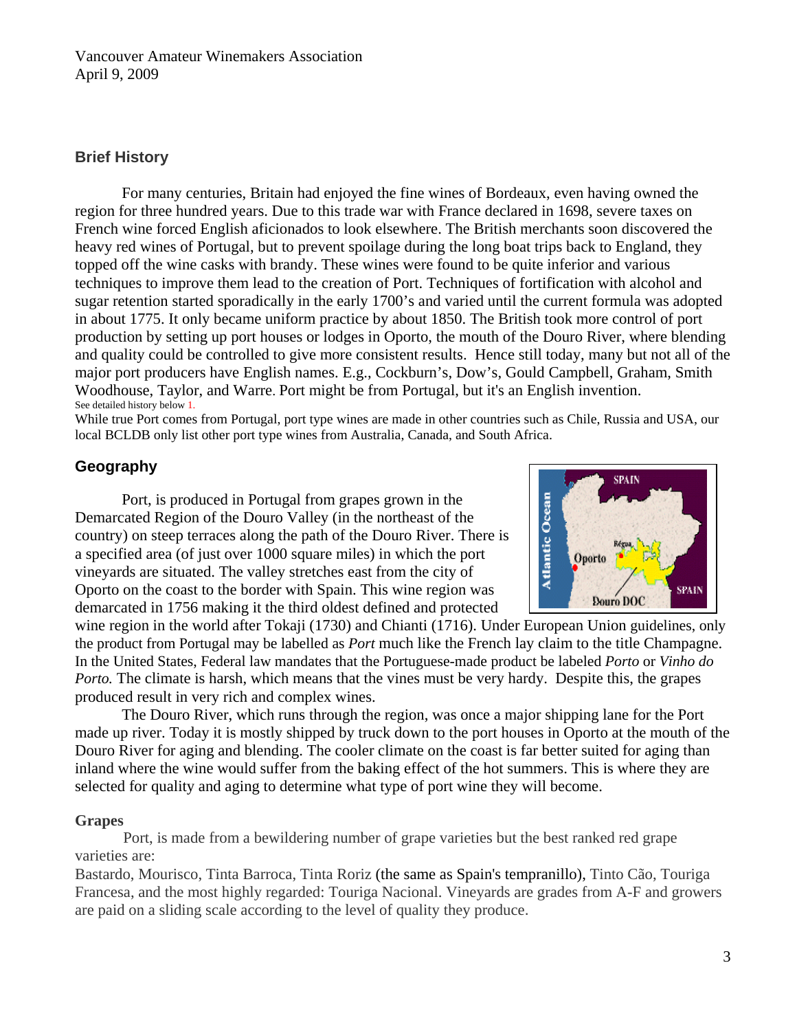Vancouver Amateur Winemakers Association
April 9, 2009

## Brief History

For many centuries, Britain had enjoyed the fine wines of Bordeaux, even having owned the region for three hundred years. Due to this trade war with France declared in 1698, severe taxes on French wine forced English aficionados to look elsewhere. The British merchants soon discovered the heavy red wines of Portugal, but to prevent spoilage during the long boat trips back to England, they topped off the wine casks with brandy. These wines were found to be quite inferior and various techniques to improve them lead to the creation of Port. Techniques of fortification with alcohol and sugar retention started sporadically in the early 1700's and varied until the current formula was adopted in about 1775. It only became uniform practice by about 1850. The British took more control of port production by setting up port houses or lodges in Oporto, the mouth of the Douro River, where blending and quality could be controlled to give more consistent results. Hence still today, many but not all of the major port producers have English names. E.g., Cockburn's, Dow's, Gould Campbell, Graham, Smith Woodhouse, Taylor, and Warre. Port might be from Portugal, but it's an English invention.

See detailed history below 1.

While true Port comes from Portugal, port type wines are made in other countries such as Chile, Russia and USA, our local BCLDB only list other port type wines from Australia, Canada, and South Africa.

## Geography

Port, is produced in Portugal from grapes grown in the Demarcated Region of the Douro Valley (in the northeast of the country) on steep terraces along the path of the Douro River. There is a specified area (of just over 1000 square miles) in which the port vineyards are situated. The valley stretches east from the city of Oporto on the coast to the border with Spain. This wine region was demarcated in 1756 making it the third oldest defined and protected wine region in the world after Tokaji (1730) and Chianti (1716). Under European Union guidelines, only the product from Portugal may be labelled as *Port* much like the French lay claim to the title Champagne. In the United States, Federal law mandates that the Portuguese-made product be labeled *Porto* or *Vinho do Porto.* The climate is harsh, which means that the vines must be very hardy. Despite this, the grapes produced result in very rich and complex wines.

The Douro River, which runs through the region, was once a major shipping lane for the Port made up river. Today it is mostly shipped by truck down to the port houses in Oporto at the mouth of the Douro River for aging and blending. The cooler climate on the coast is far better suited for aging than inland where the wine would suffer from the baking effect of the hot summers. This is where they are selected for quality and aging to determine what type of port wine they will become.

**Grapes**

Port, is made from a bewildering number of grape varieties but the best ranked red grape varieties are:

Bastardo, Mourisco, Tinta Barroca, Tinta Roriz (the same as Spain's tempranillo), Tinto Cão, Touriga Francesa, and the most highly regarded: Touriga Nacional. Vineyards are grades from A-F and growers are paid on a sliding scale according to the level of quality they produce.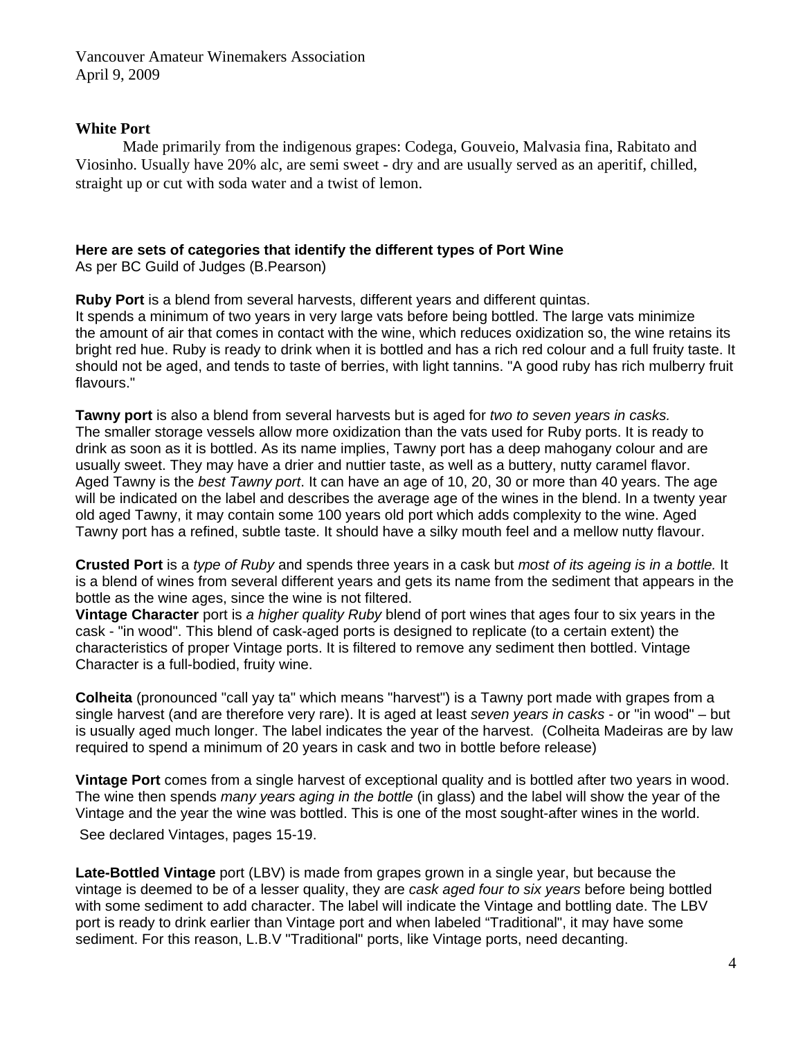### White Port

Made primarily from the indigenous grapes: Codega, Gouveio, Malvasia fina, Rabitato and Viosinho. Usually have 20% alc, are semi sweet - dry and are usually served as an aperitif, chilled, straight up or cut with soda water and a twist of lemon.

**Here are sets of categories that identify the different types of Port Wine**
As per BC Guild of Judges (B.Pearson)

**Ruby Port** is a blend from several harvests, different years and different quintas. It spends a minimum of two years in very large vats before being bottled. The large vats minimize the amount of air that comes in contact with the wine, which reduces oxidization so, the wine retains its bright red hue. Ruby is ready to drink when it is bottled and has a rich red colour and a full fruity taste. It should not be aged, and tends to taste of berries, with light tannins. "A good ruby has rich mulberry fruit flavours."

**Tawny port** is also a blend from several harvests but is aged for *two to seven years in casks.* The smaller storage vessels allow more oxidization than the vats used for Ruby ports. It is ready to drink as soon as it is bottled. As its name implies, Tawny port has a deep mahogany colour and are usually sweet. They may have a drier and nuttier taste, as well as a buttery, nutty caramel flavor. Aged Tawny is the *best Tawny port*. It can have an age of 10, 20, 30 or more than 40 years. The age will be indicated on the label and describes the average age of the wines in the blend. In a twenty year old aged Tawny, it may contain some 100 years old port which adds complexity to the wine. Aged Tawny port has a refined, subtle taste. It should have a silky mouth feel and a mellow nutty flavour.

**Crusted Port** is a *type of Ruby* and spends three years in a cask but *most of its ageing is in a bottle.* It is a blend of wines from several different years and gets its name from the sediment that appears in the bottle as the wine ages, since the wine is not filtered.

**Vintage Character** port is *a higher quality Ruby* blend of port wines that ages four to six years in the cask - "in wood". This blend of cask-aged ports is designed to replicate (to a certain extent) the characteristics of proper Vintage ports. It is filtered to remove any sediment then bottled. Vintage Character is a full-bodied, fruity wine.

**Colheita** (pronounced "call yay ta" which means "harvest") is a Tawny port made with grapes from a single harvest (and are therefore very rare). It is aged at least *seven years in casks* - or "in wood" – but is usually aged much longer. The label indicates the year of the harvest. (Colheita Madeiras are by law required to spend a minimum of 20 years in cask and two in bottle before release)

**Vintage Port** comes from a single harvest of exceptional quality and is bottled after two years in wood. The wine then spends *many years aging in the bottle* (in glass) and the label will show the year of the Vintage and the year the wine was bottled. This is one of the most sought-after wines in the world.

See declared Vintages, pages 15-19.

**Late-Bottled Vintage** port (LBV) is made from grapes grown in a single year, but because the vintage is deemed to be of a lesser quality, they are *cask aged four to six years* before being bottled with some sediment to add character. The label will indicate the Vintage and bottling date. The LBV port is ready to drink earlier than Vintage port and when labeled "Traditional", it may have some sediment. For this reason, L.B.V "Traditional" ports, like Vintage ports, need decanting.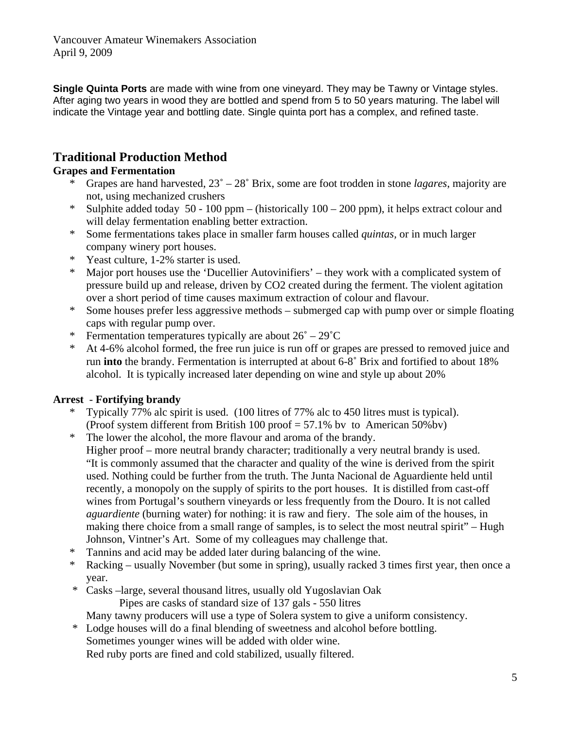**Single Quinta Ports** are made with wine from one vineyard. They may be Tawny or Vintage styles. After aging two years in wood they are bottled and spend from 5 to 50 years maturing. The label will indicate the Vintage year and bottling date. Single quinta port has a complex, and refined taste.

## Traditional Production Method

### Grapes and Fermentation

* Grapes are hand harvested, 23˚ – 28˚ Brix, some are foot trodden in stone *lagares*, majority are not, using mechanized crushers
* Sulphite added today 50 - 100 ppm – (historically 100 – 200 ppm), it helps extract colour and will delay fermentation enabling better extraction.
* Some fermentations takes place in smaller farm houses called *quintas*, or in much larger company winery port houses.
* Yeast culture, 1-2% starter is used.
* Major port houses use the 'Ducellier Autovinifiers' – they work with a complicated system of pressure build up and release, driven by CO2 created during the ferment. The violent agitation over a short period of time causes maximum extraction of colour and flavour.
* Some houses prefer less aggressive methods – submerged cap with pump over or simple floating caps with regular pump over.
* Fermentation temperatures typically are about 26˚ – 29˚C
* At 4-6% alcohol formed, the free run juice is run off or grapes are pressed to removed juice and run **into** the brandy. Fermentation is interrupted at about 6-8˚ Brix and fortified to about 18% alcohol. It is typically increased later depending on wine and style up about 20%

### Arrest - Fortifying brandy

* Typically 77% alc spirit is used. (100 litres of 77% alc to 450 litres must is typical). (Proof system different from British 100 proof = 57.1% bv to American 50%bv)
* The lower the alcohol, the more flavour and aroma of the brandy.
  Higher proof – more neutral brandy character; traditionally a very neutral brandy is used. "It is commonly assumed that the character and quality of the wine is derived from the spirit used. Nothing could be further from the truth. The Junta Nacional de Aguardiente held until recently, a monopoly on the supply of spirits to the port houses. It is distilled from cast-off wines from Portugal's southern vineyards or less frequently from the Douro. It is not called *aguardiente* (burning water) for nothing: it is raw and fiery. The sole aim of the houses, in making there choice from a small range of samples, is to select the most neutral spirit" – Hugh Johnson, Vintner's Art. Some of my colleagues may challenge that.
* Tannins and acid may be added later during balancing of the wine.
* Racking – usually November (but some in spring), usually racked 3 times first year, then once a year.
* Casks –large, several thousand litres, usually old Yugoslavian Oak
  Pipes are casks of standard size of 137 gals - 550 litres
  Many tawny producers will use a type of Solera system to give a uniform consistency.
* Lodge houses will do a final blending of sweetness and alcohol before bottling.
  Sometimes younger wines will be added with older wine.
  Red ruby ports are fined and cold stabilized, usually filtered.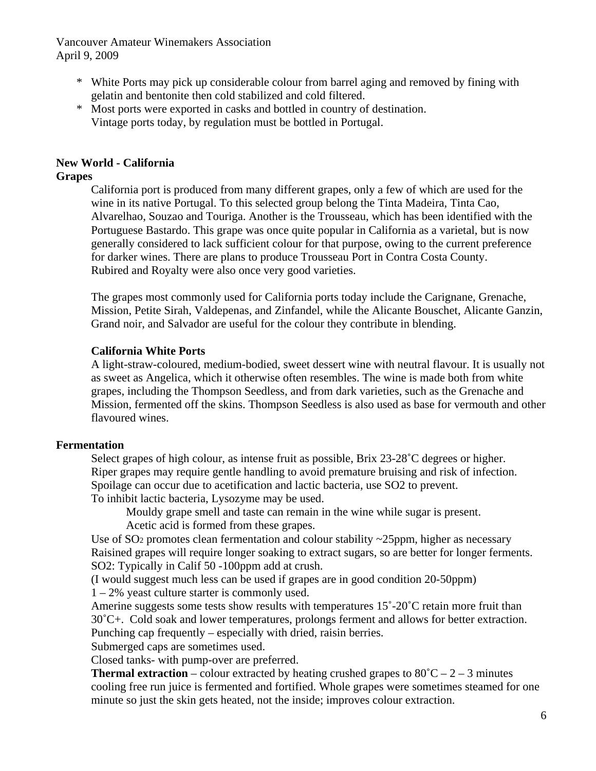* White Ports may pick up considerable colour from barrel aging and removed by fining with gelatin and bentonite then cold stabilized and cold filtered.
* Most ports were exported in casks and bottled in country of destination. Vintage ports today, by regulation must be bottled in Portugal.

## New World - California

### Grapes

California port is produced from many different grapes, only a few of which are used for the wine in its native Portugal. To this selected group belong the Tinta Madeira, Tinta Cao, Alvarelhao, Souzao and Touriga. Another is the Trousseau, which has been identified with the Portuguese Bastardo. This grape was once quite popular in California as a varietal, but is now generally considered to lack sufficient colour for that purpose, owing to the current preference for darker wines. There are plans to produce Trousseau Port in Contra Costa County. Rubired and Royalty were also once very good varieties.

The grapes most commonly used for California ports today include the Carignane, Grenache, Mission, Petite Sirah, Valdepenas, and Zinfandel, while the Alicante Bouschet, Alicante Ganzin, Grand noir, and Salvador are useful for the colour they contribute in blending.

**California White Ports**

A light-straw-coloured, medium-bodied, sweet dessert wine with neutral flavour. It is usually not as sweet as Angelica, which it otherwise often resembles. The wine is made both from white grapes, including the Thompson Seedless, and from dark varieties, such as the Grenache and Mission, fermented off the skins. Thompson Seedless is also used as base for vermouth and other flavoured wines.

### Fermentation

Select grapes of high colour, as intense fruit as possible, Brix 23-28˚C degrees or higher.
Riper grapes may require gentle handling to avoid premature bruising and risk of infection.
Spoilage can occur due to acetification and lactic bacteria, use SO2 to prevent.
To inhibit lactic bacteria, Lysozyme may be used.

Mouldy grape smell and taste can remain in the wine while sugar is present.
Acetic acid is formed from these grapes.

Use of $SO_2$ promotes clean fermentation and colour stability ~25ppm, higher as necessary
Raisined grapes will require longer soaking to extract sugars, so are better for longer ferments.
SO2: Typically in Calif 50 -100ppm add at crush.
(I would suggest much less can be used if grapes are in good condition 20-50ppm)
1 – 2% yeast culture starter is commonly used.
Amerine suggests some tests show results with temperatures 15˚-20˚C retain more fruit than 30˚C+. Cold soak and lower temperatures, prolongs ferment and allows for better extraction.
Punching cap frequently – especially with dried, raisin berries.
Submerged caps are sometimes used.
Closed tanks- with pump-over are preferred.
**Thermal extraction** – colour extracted by heating crushed grapes to 80˚C – 2 – 3 minutes cooling free run juice is fermented and fortified. Whole grapes were sometimes steamed for one minute so just the skin gets heated, not the inside; improves colour extraction.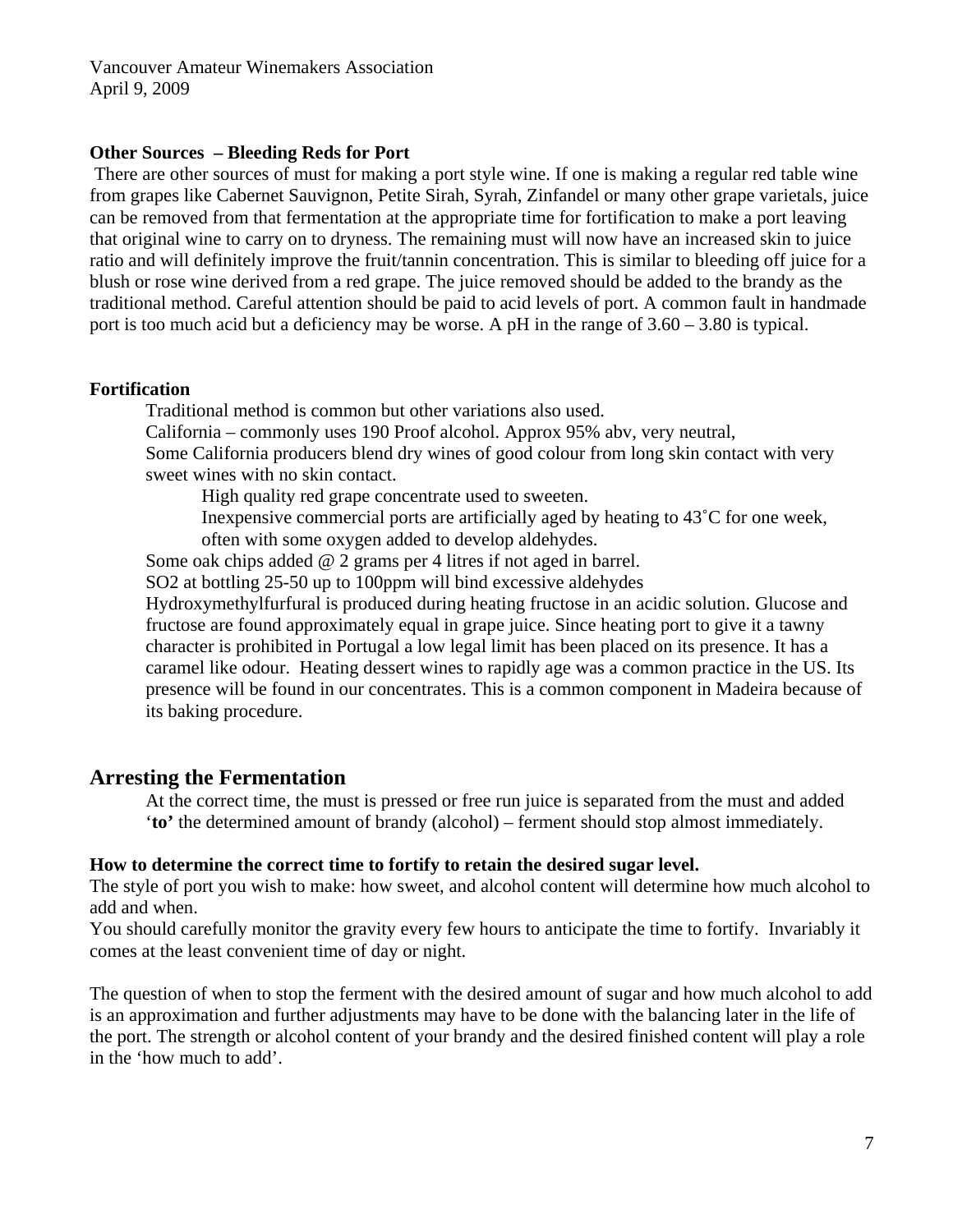**Other Sources – Bleeding Reds for Port**

There are other sources of must for making a port style wine. If one is making a regular red table wine from grapes like Cabernet Sauvignon, Petite Sirah, Syrah, Zinfandel or many other grape varietals, juice can be removed from that fermentation at the appropriate time for fortification to make a port leaving that original wine to carry on to dryness. The remaining must will now have an increased skin to juice ratio and will definitely improve the fruit/tannin concentration. This is similar to bleeding off juice for a blush or rose wine derived from a red grape. The juice removed should be added to the brandy as the traditional method. Careful attention should be paid to acid levels of port. A common fault in handmade port is too much acid but a deficiency may be worse. A pH in the range of 3.60 – 3.80 is typical.

**Fortification**

Traditional method is common but other variations also used.
California – commonly uses 190 Proof alcohol. Approx 95% abv, very neutral,
Some California producers blend dry wines of good colour from long skin contact with very sweet wines with no skin contact.

- High quality red grape concentrate used to sweeten.
- Inexpensive commercial ports are artificially aged by heating to 43˚C for one week, often with some oxygen added to develop aldehydes.

Some oak chips added @ 2 grams per 4 litres if not aged in barrel.
$SO_2$ at bottling 25-50 up to 100ppm will bind excessive aldehydes
Hydroxymethylfurfural is produced during heating fructose in an acidic solution. Glucose and fructose are found approximately equal in grape juice. Since heating port to give it a tawny character is prohibited in Portugal a low legal limit has been placed on its presence. It has a caramel like odour. Heating dessert wines to rapidly age was a common practice in the US. Its presence will be found in our concentrates. This is a common component in Madeira because of its baking procedure.

## Arresting the Fermentation

At the correct time, the must is pressed or free run juice is separated from the must and added '**to'** the determined amount of brandy (alcohol) – ferment should stop almost immediately.

**How to determine the correct time to fortify to retain the desired sugar level.**

The style of port you wish to make: how sweet, and alcohol content will determine how much alcohol to add and when.
You should carefully monitor the gravity every few hours to anticipate the time to fortify. Invariably it comes at the least convenient time of day or night.

The question of when to stop the ferment with the desired amount of sugar and how much alcohol to add is an approximation and further adjustments may have to be done with the balancing later in the life of the port. The strength or alcohol content of your brandy and the desired finished content will play a role in the 'how much to add'.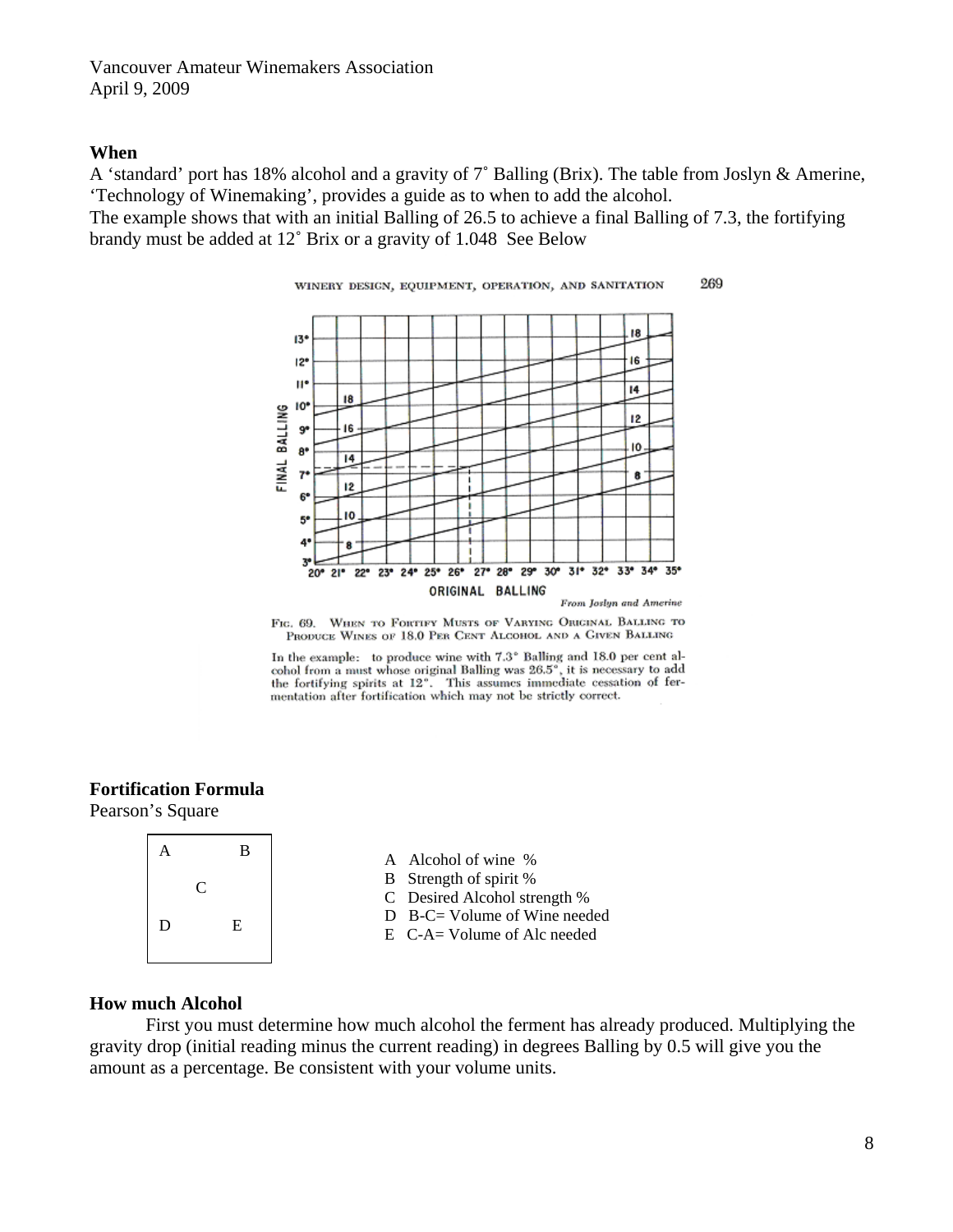Vancouver Amateur Winemakers Association
April 9, 2009

**When**

A 'standard' port has 18% alcohol and a gravity of 7˚ Balling (Brix). The table from Joslyn & Amerine, 'Technology of Winemaking', provides a guide as to when to add the alcohol.
The example shows that with an initial Balling of 26.5 to achieve a final Balling of 7.3, the fortifying brandy must be added at 12˚ Brix or a gravity of 1.048 See Below

WINERY DESIGN, EQUIPMENT, OPERATION, AND SANITATION 269

From Joslyn and Amerine

FIG. 69. WHEN TO FORTIFY MUSTS OF VARYING ORIGINAL BALLING TO PRODUCE WINES OF 18.0 PER CENT ALCOHOL AND A GIVEN BALLING

In the example: to produce wine with 7.3° Balling and 18.0 per cent alcohol from a must whose original Balling was 26.5°, it is necessary to add the fortifying spirits at 12°. This assumes immediate cessation of fermentation after fortification which may not be strictly correct.

**Fortification Formula**

Pearson's Square

| A | | B |
|---|---|---|
| | C | |
| D | | E |

- A Alcohol of wine %
- B Strength of spirit %
- C Desired Alcohol strength %
- D B-C= Volume of Wine needed
- E C-A= Volume of Alc needed

**How much Alcohol**

First you must determine how much alcohol the ferment has already produced. Multiplying the gravity drop (initial reading minus the current reading) in degrees Balling by 0.5 will give you the amount as a percentage. Be consistent with your volume units.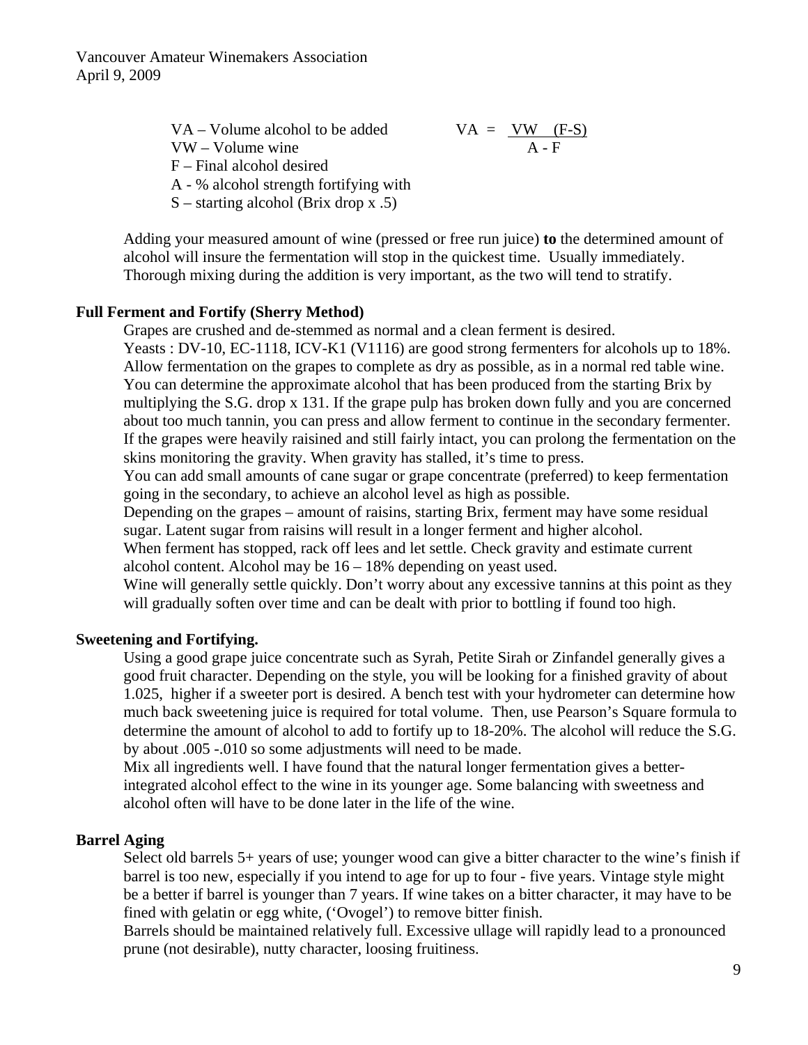VA – Volume alcohol to be added
VW – Volume wine
F – Final alcohol desired
A - % alcohol strength fortifying with
S – starting alcohol (Brix drop x .5)

$$VA = \frac{VW \quad (F-S)}{A - F}$$

Adding your measured amount of wine (pressed or free run juice) **to** the determined amount of alcohol will insure the fermentation will stop in the quickest time. Usually immediately. Thorough mixing during the addition is very important, as the two will tend to stratify.

**Full Ferment and Fortify (Sherry Method)**

Grapes are crushed and de-stemmed as normal and a clean ferment is desired.
Yeasts : DV-10, EC-1118, ICV-K1 (V1116) are good strong fermenters for alcohols up to 18%.
Allow fermentation on the grapes to complete as dry as possible, as in a normal red table wine.
You can determine the approximate alcohol that has been produced from the starting Brix by multiplying the S.G. drop x 131. If the grape pulp has broken down fully and you are concerned about too much tannin, you can press and allow ferment to continue in the secondary fermenter. If the grapes were heavily raisined and still fairly intact, you can prolong the fermentation on the skins monitoring the gravity. When gravity has stalled, it's time to press.
You can add small amounts of cane sugar or grape concentrate (preferred) to keep fermentation going in the secondary, to achieve an alcohol level as high as possible.
Depending on the grapes – amount of raisins, starting Brix, ferment may have some residual sugar. Latent sugar from raisins will result in a longer ferment and higher alcohol.
When ferment has stopped, rack off lees and let settle. Check gravity and estimate current alcohol content. Alcohol may be 16 – 18% depending on yeast used.
Wine will generally settle quickly. Don't worry about any excessive tannins at this point as they will gradually soften over time and can be dealt with prior to bottling if found too high.

**Sweetening and Fortifying.**

Using a good grape juice concentrate such as Syrah, Petite Sirah or Zinfandel generally gives a good fruit character. Depending on the style, you will be looking for a finished gravity of about 1.025, higher if a sweeter port is desired. A bench test with your hydrometer can determine how much back sweetening juice is required for total volume. Then, use Pearson's Square formula to determine the amount of alcohol to add to fortify up to 18-20%. The alcohol will reduce the S.G. by about .005 -.010 so some adjustments will need to be made.
Mix all ingredients well. I have found that the natural longer fermentation gives a better-integrated alcohol effect to the wine in its younger age. Some balancing with sweetness and alcohol often will have to be done later in the life of the wine.

**Barrel Aging**

Select old barrels 5+ years of use; younger wood can give a bitter character to the wine's finish if barrel is too new, especially if you intend to age for up to four - five years. Vintage style might be a better if barrel is younger than 7 years. If wine takes on a bitter character, it may have to be fined with gelatin or egg white, ('Ovogel') to remove bitter finish.
Barrels should be maintained relatively full. Excessive ullage will rapidly lead to a pronounced prune (not desirable), nutty character, loosing fruitiness.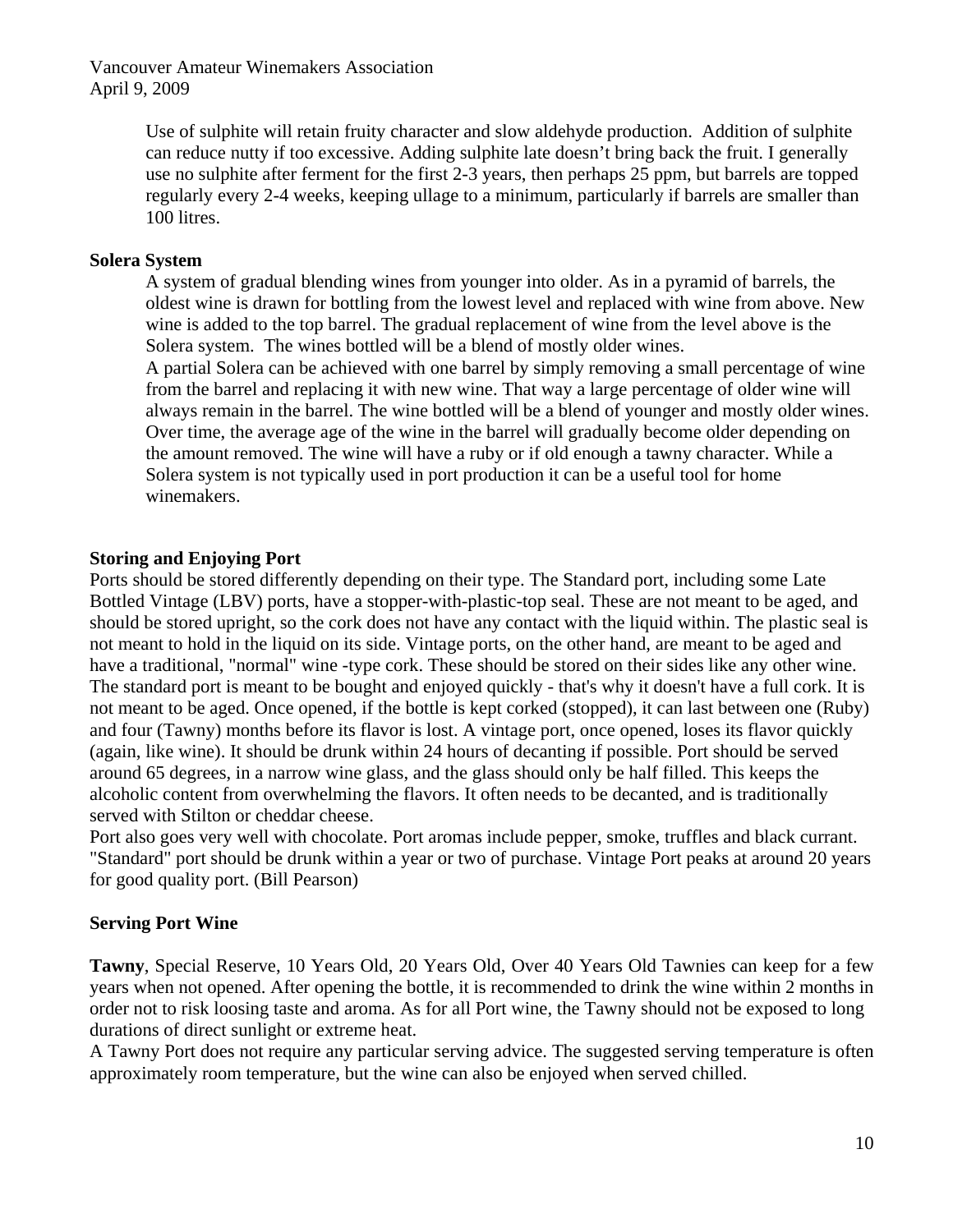Use of sulphite will retain fruity character and slow aldehyde production. Addition of sulphite can reduce nutty if too excessive. Adding sulphite late doesn't bring back the fruit. I generally use no sulphite after ferment for the first 2-3 years, then perhaps 25 ppm, but barrels are topped regularly every 2-4 weeks, keeping ullage to a minimum, particularly if barrels are smaller than 100 litres.

**Solera System**

A system of gradual blending wines from younger into older. As in a pyramid of barrels, the oldest wine is drawn for bottling from the lowest level and replaced with wine from above. New wine is added to the top barrel. The gradual replacement of wine from the level above is the Solera system. The wines bottled will be a blend of mostly older wines.

A partial Solera can be achieved with one barrel by simply removing a small percentage of wine from the barrel and replacing it with new wine. That way a large percentage of older wine will always remain in the barrel. The wine bottled will be a blend of younger and mostly older wines. Over time, the average age of the wine in the barrel will gradually become older depending on the amount removed. The wine will have a ruby or if old enough a tawny character. While a Solera system is not typically used in port production it can be a useful tool for home winemakers.

**Storing and Enjoying Port**

Ports should be stored differently depending on their type. The Standard port, including some Late Bottled Vintage (LBV) ports, have a stopper-with-plastic-top seal. These are not meant to be aged, and should be stored upright, so the cork does not have any contact with the liquid within. The plastic seal is not meant to hold in the liquid on its side. Vintage ports, on the other hand, are meant to be aged and have a traditional, "normal" wine -type cork. These should be stored on their sides like any other wine. The standard port is meant to be bought and enjoyed quickly - that's why it doesn't have a full cork. It is not meant to be aged. Once opened, if the bottle is kept corked (stopped), it can last between one (Ruby) and four (Tawny) months before its flavor is lost. A vintage port, once opened, loses its flavor quickly (again, like wine). It should be drunk within 24 hours of decanting if possible. Port should be served around 65 degrees, in a narrow wine glass, and the glass should only be half filled. This keeps the alcoholic content from overwhelming the flavors. It often needs to be decanted, and is traditionally served with Stilton or cheddar cheese.

Port also goes very well with chocolate. Port aromas include pepper, smoke, truffles and black currant. "Standard" port should be drunk within a year or two of purchase. Vintage Port peaks at around 20 years for good quality port. (Bill Pearson)

**Serving Port Wine**

**Tawny**, Special Reserve, 10 Years Old, 20 Years Old, Over 40 Years Old Tawnies can keep for a few years when not opened. After opening the bottle, it is recommended to drink the wine within 2 months in order not to risk loosing taste and aroma. As for all Port wine, the Tawny should not be exposed to long durations of direct sunlight or extreme heat.

A Tawny Port does not require any particular serving advice. The suggested serving temperature is often approximately room temperature, but the wine can also be enjoyed when served chilled.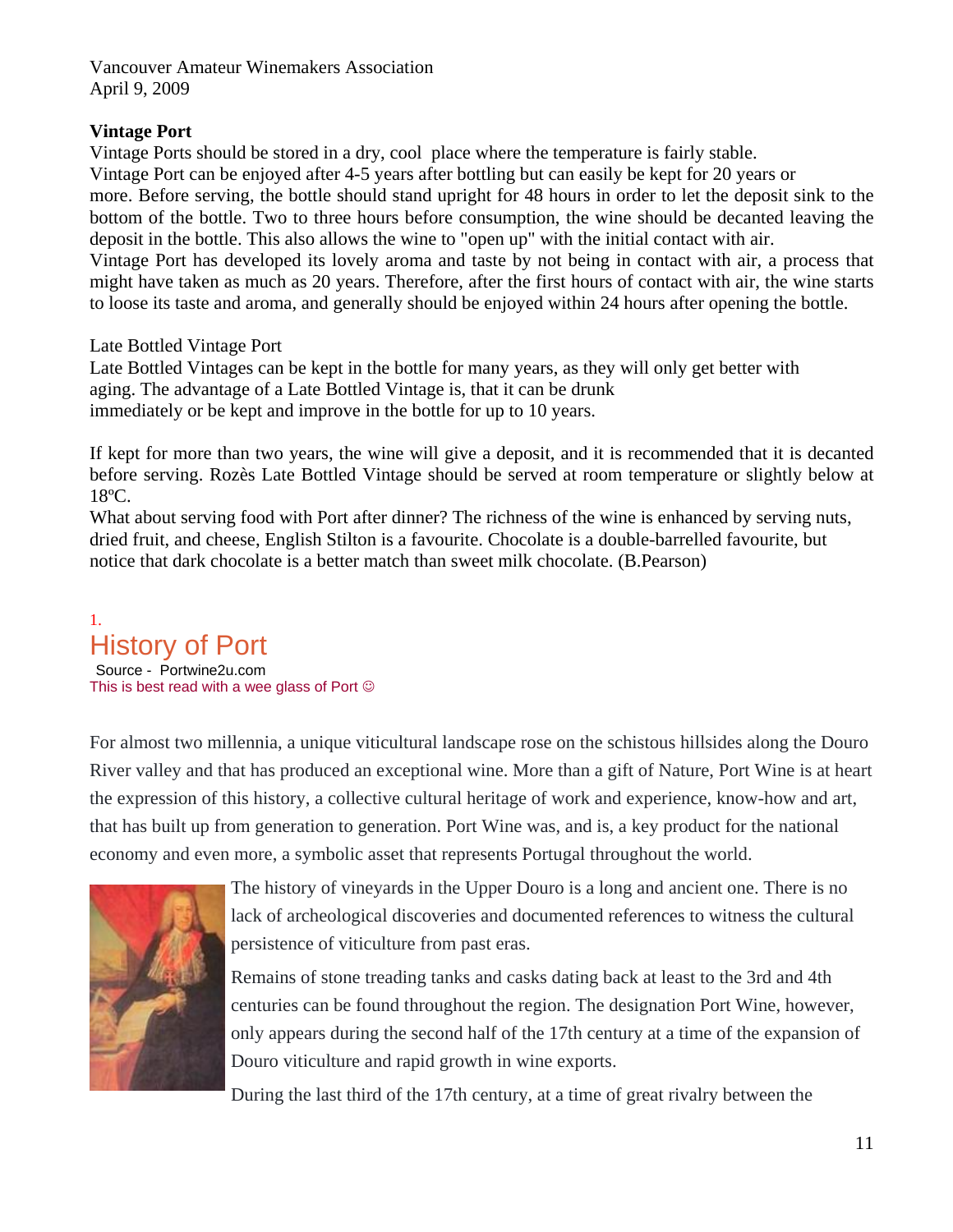Vancouver Amateur Winemakers Association
April 9, 2009

**Vintage Port**

Vintage Ports should be stored in a dry, cool place where the temperature is fairly stable.
Vintage Port can be enjoyed after 4-5 years after bottling but can easily be kept for 20 years or more. Before serving, the bottle should stand upright for 48 hours in order to let the deposit sink to the bottom of the bottle. Two to three hours before consumption, the wine should be decanted leaving the deposit in the bottle. This also allows the wine to "open up" with the initial contact with air.
Vintage Port has developed its lovely aroma and taste by not being in contact with air, a process that might have taken as much as 20 years. Therefore, after the first hours of contact with air, the wine starts to loose its taste and aroma, and generally should be enjoyed within 24 hours after opening the bottle.

Late Bottled Vintage Port

Late Bottled Vintages can be kept in the bottle for many years, as they will only get better with aging. The advantage of a Late Bottled Vintage is, that it can be drunk immediately or be kept and improve in the bottle for up to 10 years.

If kept for more than two years, the wine will give a deposit, and it is recommended that it is decanted before serving. Rozès Late Bottled Vintage should be served at room temperature or slightly below at 18ºC.
What about serving food with Port after dinner? The richness of the wine is enhanced by serving nuts, dried fruit, and cheese, English Stilton is a favourite. Chocolate is a double-barrelled favourite, but notice that dark chocolate is a better match than sweet milk chocolate. (B.Pearson)

## 1. History of Port

Source - Portwine2u.com
This is best read with a wee glass of Port ☺

For almost two millennia, a unique viticultural landscape rose on the schistous hillsides along the Douro River valley and that has produced an exceptional wine. More than a gift of Nature, Port Wine is at heart the expression of this history, a collective cultural heritage of work and experience, know-how and art, that has built up from generation to generation. Port Wine was, and is, a key product for the national economy and even more, a symbolic asset that represents Portugal throughout the world.

The history of vineyards in the Upper Douro is a long and ancient one. There is no lack of archeological discoveries and documented references to witness the cultural persistence of viticulture from past eras.

Remains of stone treading tanks and casks dating back at least to the 3rd and 4th centuries can be found throughout the region. The designation Port Wine, however, only appears during the second half of the 17th century at a time of the expansion of Douro viticulture and rapid growth in wine exports.

During the last third of the 17th century, at a time of great rivalry between the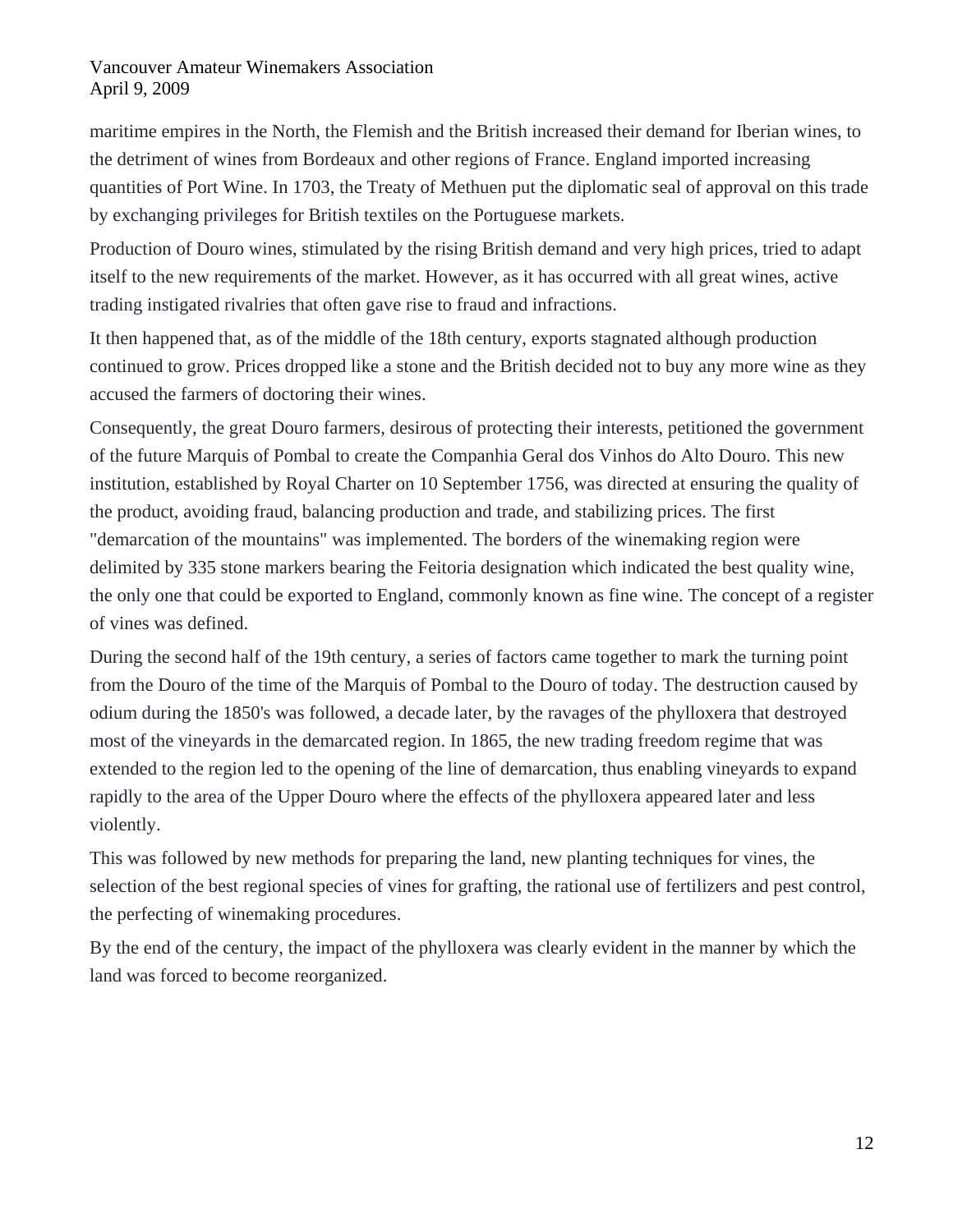maritime empires in the North, the Flemish and the British increased their demand for Iberian wines, to the detriment of wines from Bordeaux and other regions of France. England imported increasing quantities of Port Wine. In 1703, the Treaty of Methuen put the diplomatic seal of approval on this trade by exchanging privileges for British textiles on the Portuguese markets.

Production of Douro wines, stimulated by the rising British demand and very high prices, tried to adapt itself to the new requirements of the market. However, as it has occurred with all great wines, active trading instigated rivalries that often gave rise to fraud and infractions.

It then happened that, as of the middle of the 18th century, exports stagnated although production continued to grow. Prices dropped like a stone and the British decided not to buy any more wine as they accused the farmers of doctoring their wines.

Consequently, the great Douro farmers, desirous of protecting their interests, petitioned the government of the future Marquis of Pombal to create the Companhia Geral dos Vinhos do Alto Douro. This new institution, established by Royal Charter on 10 September 1756, was directed at ensuring the quality of the product, avoiding fraud, balancing production and trade, and stabilizing prices. The first "demarcation of the mountains" was implemented. The borders of the winemaking region were delimited by 335 stone markers bearing the Feitoria designation which indicated the best quality wine, the only one that could be exported to England, commonly known as fine wine. The concept of a register of vines was defined.

During the second half of the 19th century, a series of factors came together to mark the turning point from the Douro of the time of the Marquis of Pombal to the Douro of today. The destruction caused by odium during the 1850's was followed, a decade later, by the ravages of the phylloxera that destroyed most of the vineyards in the demarcated region. In 1865, the new trading freedom regime that was extended to the region led to the opening of the line of demarcation, thus enabling vineyards to expand rapidly to the area of the Upper Douro where the effects of the phylloxera appeared later and less violently.

This was followed by new methods for preparing the land, new planting techniques for vines, the selection of the best regional species of vines for grafting, the rational use of fertilizers and pest control, the perfecting of winemaking procedures.

By the end of the century, the impact of the phylloxera was clearly evident in the manner by which the land was forced to become reorganized.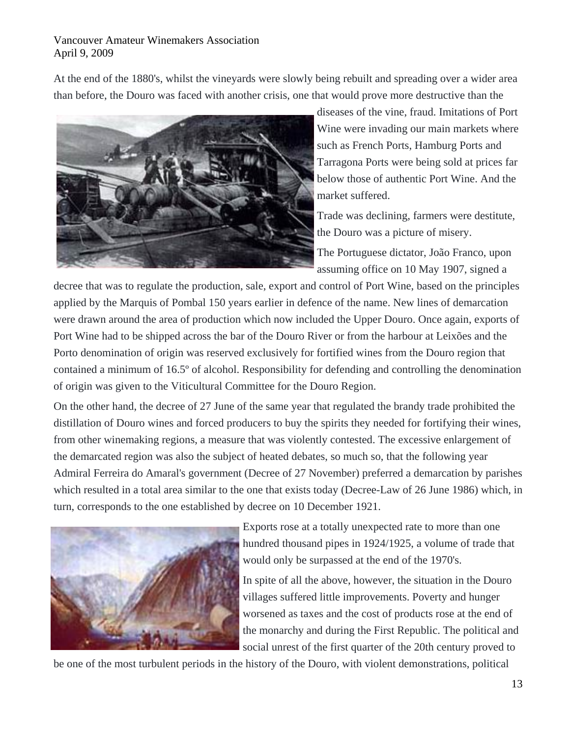At the end of the 1880's, whilst the vineyards were slowly being rebuilt and spreading over a wider area than before, the Douro was faced with another crisis, one that would prove more destructive than the diseases of the vine, fraud. Imitations of Port Wine were invading our main markets where such as French Ports, Hamburg Ports and Tarragona Ports were being sold at prices far below those of authentic Port Wine. And the market suffered.

Trade was declining, farmers were destitute, the Douro was a picture of misery.

The Portuguese dictator, João Franco, upon assuming office on 10 May 1907, signed a decree that was to regulate the production, sale, export and control of Port Wine, based on the principles applied by the Marquis of Pombal 150 years earlier in defence of the name. New lines of demarcation were drawn around the area of production which now included the Upper Douro. Once again, exports of Port Wine had to be shipped across the bar of the Douro River or from the harbour at Leixões and the Porto denomination of origin was reserved exclusively for fortified wines from the Douro region that contained a minimum of 16.5º of alcohol. Responsibility for defending and controlling the denomination of origin was given to the Viticultural Committee for the Douro Region.

On the other hand, the decree of 27 June of the same year that regulated the brandy trade prohibited the distillation of Douro wines and forced producers to buy the spirits they needed for fortifying their wines, from other winemaking regions, a measure that was violently contested. The excessive enlargement of the demarcated region was also the subject of heated debates, so much so, that the following year Admiral Ferreira do Amaral's government (Decree of 27 November) preferred a demarcation by parishes which resulted in a total area similar to the one that exists today (Decree-Law of 26 June 1986) which, in turn, corresponds to the one established by decree on 10 December 1921.

Exports rose at a totally unexpected rate to more than one hundred thousand pipes in 1924/1925, a volume of trade that would only be surpassed at the end of the 1970's.

In spite of all the above, however, the situation in the Douro villages suffered little improvements. Poverty and hunger worsened as taxes and the cost of products rose at the end of the monarchy and during the First Republic. The political and social unrest of the first quarter of the 20th century proved to be one of the most turbulent periods in the history of the Douro, with violent demonstrations, political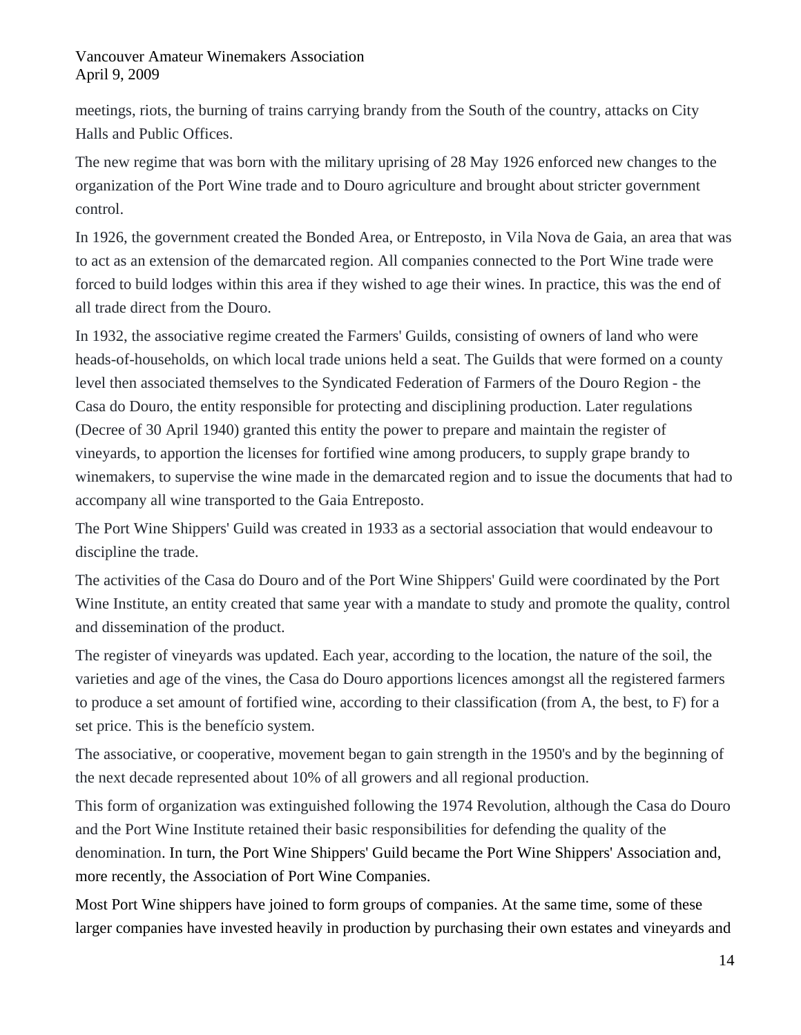meetings, riots, the burning of trains carrying brandy from the South of the country, attacks on City Halls and Public Offices.

The new regime that was born with the military uprising of 28 May 1926 enforced new changes to the organization of the Port Wine trade and to Douro agriculture and brought about stricter government control.

In 1926, the government created the Bonded Area, or Entreposto, in Vila Nova de Gaia, an area that was to act as an extension of the demarcated region. All companies connected to the Port Wine trade were forced to build lodges within this area if they wished to age their wines. In practice, this was the end of all trade direct from the Douro.

In 1932, the associative regime created the Farmers' Guilds, consisting of owners of land who were heads-of-households, on which local trade unions held a seat. The Guilds that were formed on a county level then associated themselves to the Syndicated Federation of Farmers of the Douro Region - the Casa do Douro, the entity responsible for protecting and disciplining production. Later regulations (Decree of 30 April 1940) granted this entity the power to prepare and maintain the register of vineyards, to apportion the licenses for fortified wine among producers, to supply grape brandy to winemakers, to supervise the wine made in the demarcated region and to issue the documents that had to accompany all wine transported to the Gaia Entreposto.

The Port Wine Shippers' Guild was created in 1933 as a sectorial association that would endeavour to discipline the trade.

The activities of the Casa do Douro and of the Port Wine Shippers' Guild were coordinated by the Port Wine Institute, an entity created that same year with a mandate to study and promote the quality, control and dissemination of the product.

The register of vineyards was updated. Each year, according to the location, the nature of the soil, the varieties and age of the vines, the Casa do Douro apportions licences amongst all the registered farmers to produce a set amount of fortified wine, according to their classification (from A, the best, to F) for a set price. This is the benefício system.

The associative, or cooperative, movement began to gain strength in the 1950's and by the beginning of the next decade represented about 10% of all growers and all regional production.

This form of organization was extinguished following the 1974 Revolution, although the Casa do Douro and the Port Wine Institute retained their basic responsibilities for defending the quality of the denomination. In turn, the Port Wine Shippers' Guild became the Port Wine Shippers' Association and, more recently, the Association of Port Wine Companies.

Most Port Wine shippers have joined to form groups of companies. At the same time, some of these larger companies have invested heavily in production by purchasing their own estates and vineyards and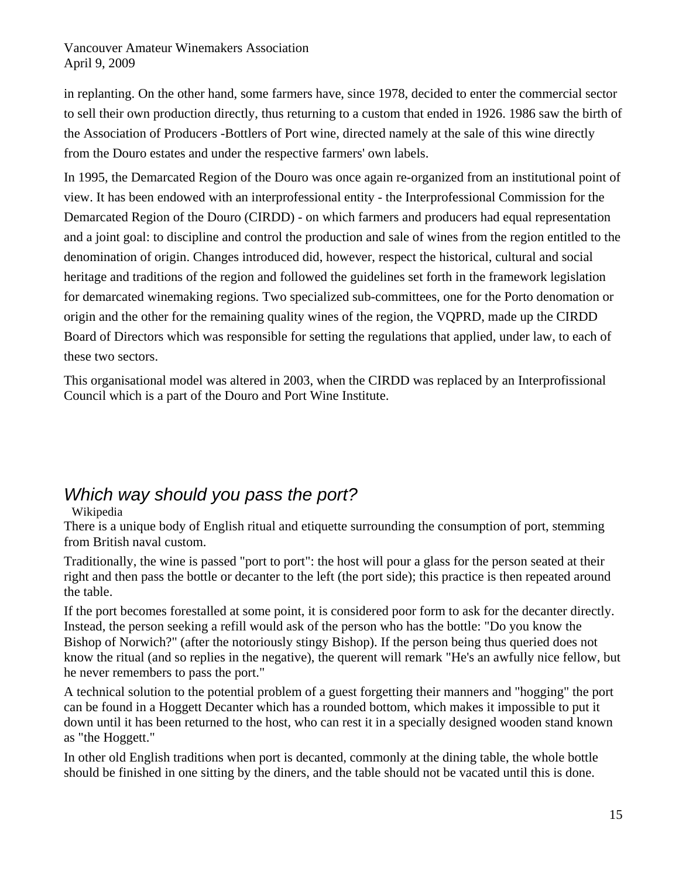in replanting. On the other hand, some farmers have, since 1978, decided to enter the commercial sector to sell their own production directly, thus returning to a custom that ended in 1926. 1986 saw the birth of the Association of Producers -Bottlers of Port wine, directed namely at the sale of this wine directly from the Douro estates and under the respective farmers' own labels.

In 1995, the Demarcated Region of the Douro was once again re-organized from an institutional point of view. It has been endowed with an interprofessional entity - the Interprofessional Commission for the Demarcated Region of the Douro (CIRDD) - on which farmers and producers had equal representation and a joint goal: to discipline and control the production and sale of wines from the region entitled to the denomination of origin. Changes introduced did, however, respect the historical, cultural and social heritage and traditions of the region and followed the guidelines set forth in the framework legislation for demarcated winemaking regions. Two specialized sub-committees, one for the Porto denomation or origin and the other for the remaining quality wines of the region, the VQPRD, made up the CIRDD Board of Directors which was responsible for setting the regulations that applied, under law, to each of these two sectors.

This organisational model was altered in 2003, when the CIRDD was replaced by an Interprofissional Council which is a part of the Douro and Port Wine Institute.

## *Which way should you pass the port?*

Wikipedia

There is a unique body of English ritual and etiquette surrounding the consumption of port, stemming from British naval custom.

Traditionally, the wine is passed "port to port": the host will pour a glass for the person seated at their right and then pass the bottle or decanter to the left (the port side); this practice is then repeated around the table.

If the port becomes forestalled at some point, it is considered poor form to ask for the decanter directly. Instead, the person seeking a refill would ask of the person who has the bottle: "Do you know the Bishop of Norwich?" (after the notoriously stingy Bishop). If the person being thus queried does not know the ritual (and so replies in the negative), the querent will remark "He's an awfully nice fellow, but he never remembers to pass the port."

A technical solution to the potential problem of a guest forgetting their manners and "hogging" the port can be found in a Hoggett Decanter which has a rounded bottom, which makes it impossible to put it down until it has been returned to the host, who can rest it in a specially designed wooden stand known as "the Hoggett."

In other old English traditions when port is decanted, commonly at the dining table, the whole bottle should be finished in one sitting by the diners, and the table should not be vacated until this is done.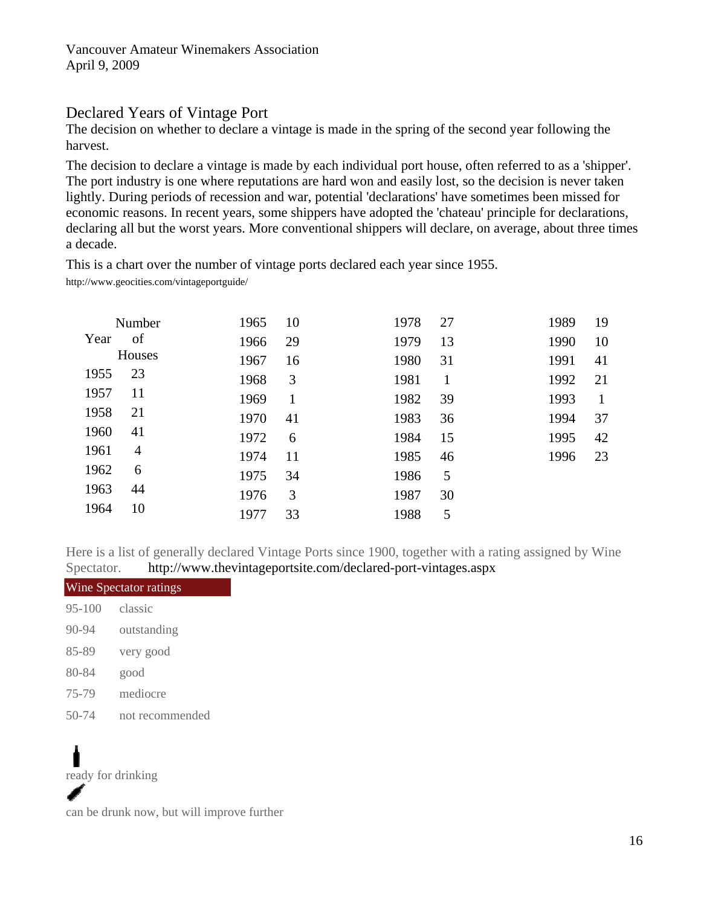Vancouver Amateur Winemakers Association
April 9, 2009

## Declared Years of Vintage Port

The decision on whether to declare a vintage is made in the spring of the second year following the harvest.

The decision to declare a vintage is made by each individual port house, often referred to as a 'shipper'. The port industry is one where reputations are hard won and easily lost, so the decision is never taken lightly. During periods of recession and war, potential 'declarations' have sometimes been missed for economic reasons. In recent years, some shippers have adopted the 'chateau' principle for declarations, declaring all but the worst years. More conventional shippers will declare, on average, about three times a decade.

This is a chart over the number of vintage ports declared each year since 1955.

http://www.geocities.com/vintageportguide/

| Year | Number of Houses |
|---|---|
| 1955 | 23 |
| 1957 | 11 |
| 1958 | 21 |
| 1960 | 41 |
| 1961 | 4 |
| 1962 | 6 |
| 1963 | 44 |
| 1964 | 10 |
| 1965 | 10 |
| 1966 | 29 |
| 1967 | 16 |
| 1968 | 3 |
| 1969 | 1 |
| 1970 | 41 |
| 1972 | 6 |
| 1974 | 11 |
| 1975 | 34 |
| 1976 | 3 |
| 1977 | 33 |
| 1978 | 27 |
| 1979 | 13 |
| 1980 | 31 |
| 1981 | 1 |
| 1982 | 39 |
| 1983 | 36 |
| 1984 | 15 |
| 1985 | 46 |
| 1986 | 5 |
| 1987 | 30 |
| 1988 | 5 |
| 1989 | 19 |
| 1990 | 10 |
| 1991 | 41 |
| 1992 | 21 |
| 1993 | 1 |
| 1994 | 37 |
| 1995 | 42 |
| 1996 | 23 |

Here is a list of generally declared Vintage Ports since 1900, together with a rating assigned by Wine Spectator. http://www.thevintageportsite.com/declared-port-vintages.aspx

| Wine Spectator ratings | |
|---|---|
| 95-100 | classic |
| 90-94 | outstanding |
| 85-89 | very good |
| 80-84 | good |
| 75-79 | mediocre |
| 50-74 | not recommended |

ready for drinking

can be drunk now, but will improve further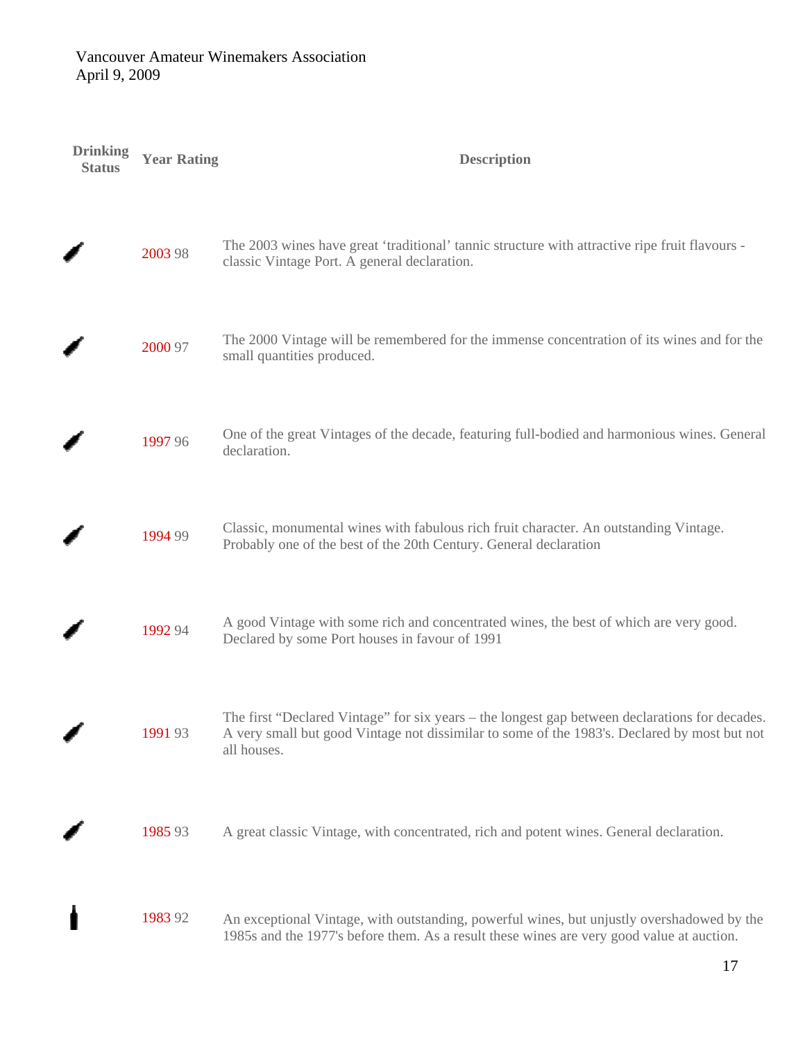Vancouver Amateur Winemakers Association
April 9, 2009

| Drinking Status | Year | Rating | Description |
|---|---|---|---|
| | 2003 | 98 | The 2003 wines have great 'traditional' tannic structure with attractive ripe fruit flavours - classic Vintage Port. A general declaration. |
| | 2000 | 97 | The 2000 Vintage will be remembered for the immense concentration of its wines and for the small quantities produced. |
| | 1997 | 96 | One of the great Vintages of the decade, featuring full-bodied and harmonious wines. General declaration. |
| | 1994 | 99 | Classic, monumental wines with fabulous rich fruit character. An outstanding Vintage. Probably one of the best of the 20th Century. General declaration |
| | 1992 | 94 | A good Vintage with some rich and concentrated wines, the best of which are very good. Declared by some Port houses in favour of 1991 |
| | 1991 | 93 | The first "Declared Vintage" for six years – the longest gap between declarations for decades. A very small but good Vintage not dissimilar to some of the 1983's. Declared by most but not all houses. |
| | 1985 | 93 | A great classic Vintage, with concentrated, rich and potent wines. General declaration. |
| | 1983 | 92 | An exceptional Vintage, with outstanding, powerful wines, but unjustly overshadowed by the 1985s and the 1977's before them. As a result these wines are very good value at auction. |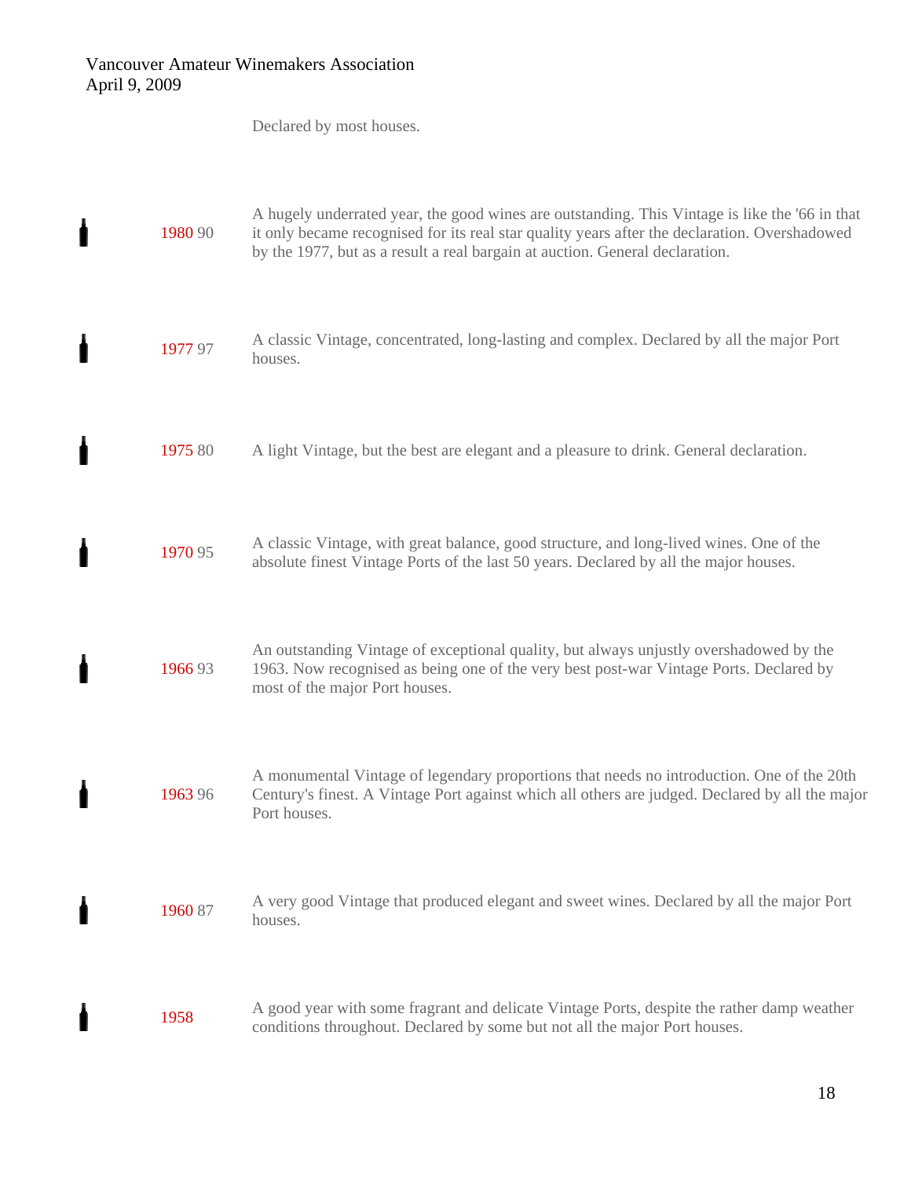Declared by most houses.

| Year | Score | Description |
|---|---|---|
| 1980 | 90 | A hugely underrated year, the good wines are outstanding. This Vintage is like the '66 in that it only became recognised for its real star quality years after the declaration. Overshadowed by the 1977, but as a result a real bargain at auction. General declaration. |
| 1977 | 97 | A classic Vintage, concentrated, long-lasting and complex. Declared by all the major Port houses. |
| 1975 | 80 | A light Vintage, but the best are elegant and a pleasure to drink. General declaration. |
| 1970 | 95 | A classic Vintage, with great balance, good structure, and long-lived wines. One of the absolute finest Vintage Ports of the last 50 years. Declared by all the major houses. |
| 1966 | 93 | An outstanding Vintage of exceptional quality, but always unjustly overshadowed by the 1963. Now recognised as being one of the very best post-war Vintage Ports. Declared by most of the major Port houses. |
| 1963 | 96 | A monumental Vintage of legendary proportions that needs no introduction. One of the 20th Century's finest. A Vintage Port against which all others are judged. Declared by all the major Port houses. |
| 1960 | 87 | A very good Vintage that produced elegant and sweet wines. Declared by all the major Port houses. |
| 1958 | | A good year with some fragrant and delicate Vintage Ports, despite the rather damp weather conditions throughout. Declared by some but not all the major Port houses. |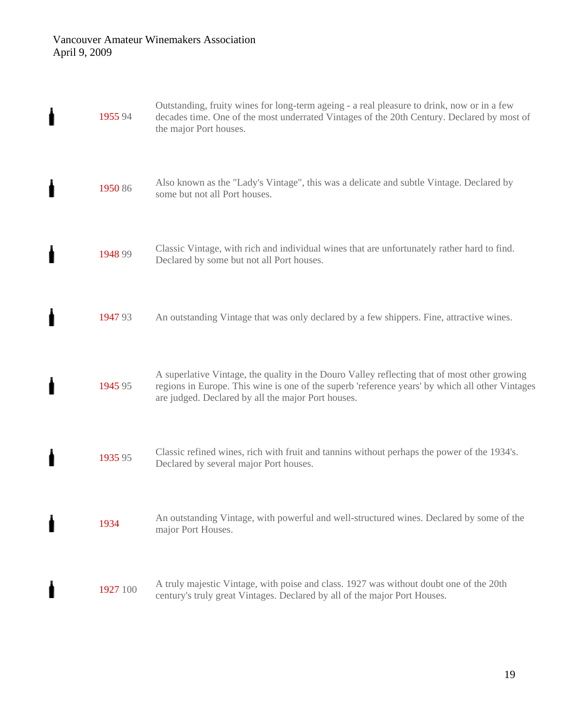| Vintage | Score | Description |
|---|---|---|
| 1955 | 94 | Outstanding, fruity wines for long-term ageing - a real pleasure to drink, now or in a few decades time. One of the most underrated Vintages of the 20th Century. Declared by most of the major Port houses. |
| 1950 | 86 | Also known as the "Lady's Vintage", this was a delicate and subtle Vintage. Declared by some but not all Port houses. |
| 1948 | 99 | Classic Vintage, with rich and individual wines that are unfortunately rather hard to find. Declared by some but not all Port houses. |
| 1947 | 93 | An outstanding Vintage that was only declared by a few shippers. Fine, attractive wines. |
| 1945 | 95 | A superlative Vintage, the quality in the Douro Valley reflecting that of most other growing regions in Europe. This wine is one of the superb 'reference years' by which all other Vintages are judged. Declared by all the major Port houses. |
| 1935 | 95 | Classic refined wines, rich with fruit and tannins without perhaps the power of the 1934's. Declared by several major Port houses. |
| 1934 | | An outstanding Vintage, with powerful and well-structured wines. Declared by some of the major Port Houses. |
| 1927 | 100 | A truly majestic Vintage, with poise and class. 1927 was without doubt one of the 20th century's truly great Vintages. Declared by all of the major Port Houses. |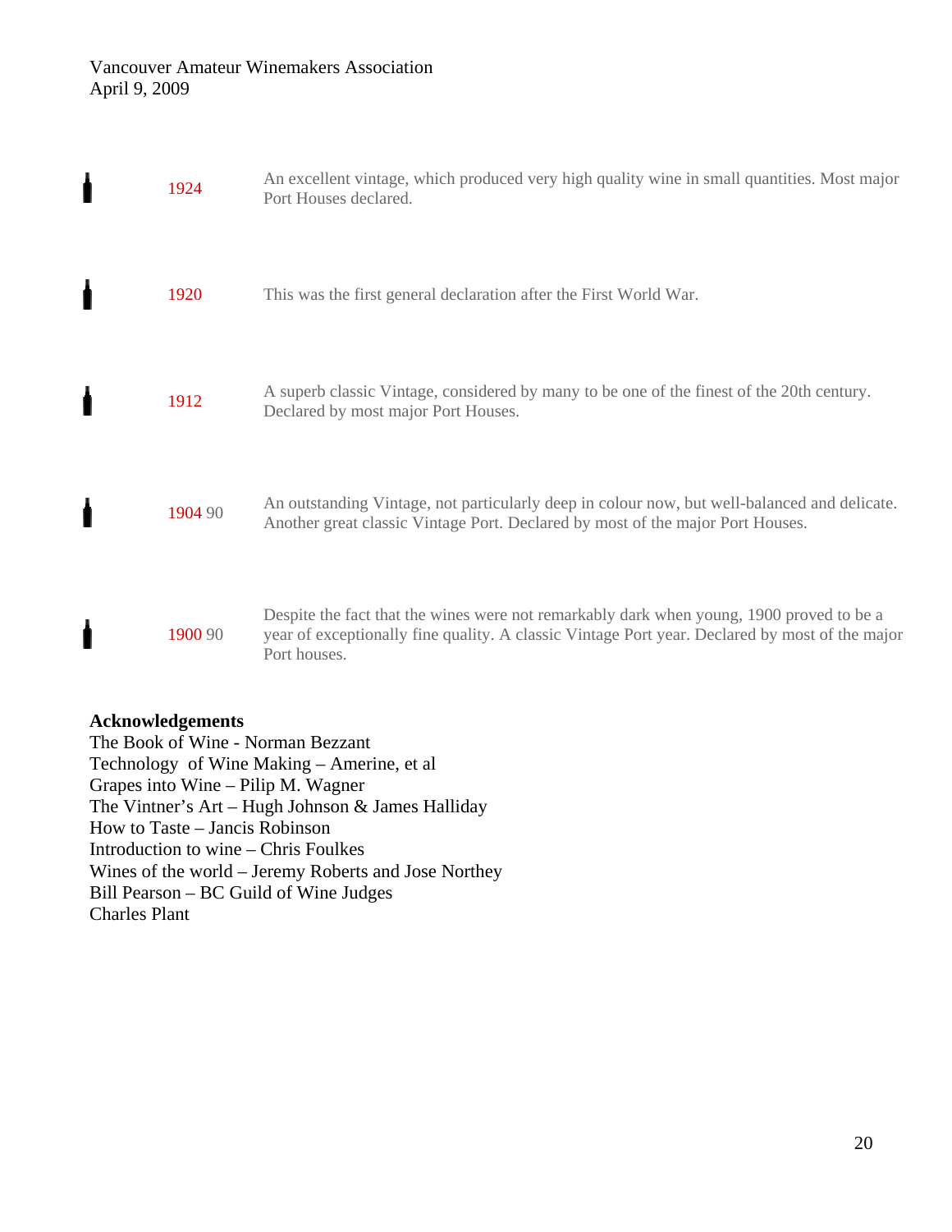| | | |
|---|---|---|
| | 1924 | An excellent vintage, which produced very high quality wine in small quantities. Most major Port Houses declared. |
| | 1920 | This was the first general declaration after the First World War. |
| | 1912 | A superb classic Vintage, considered by many to be one of the finest of the 20th century. Declared by most major Port Houses. |
| | 1904 90 | An outstanding Vintage, not particularly deep in colour now, but well-balanced and delicate. Another great classic Vintage Port. Declared by most of the major Port Houses. |
| | 1900 90 | Despite the fact that the wines were not remarkably dark when young, 1900 proved to be a year of exceptionally fine quality. A classic Vintage Port year. Declared by most of the major Port houses. |

**Acknowledgements**

The Book of Wine - Norman Bezzant
Technology of Wine Making – Amerine, et al
Grapes into Wine – Pilip M. Wagner
The Vintner's Art – Hugh Johnson & James Halliday
How to Taste – Jancis Robinson
Introduction to wine – Chris Foulkes
Wines of the world – Jeremy Roberts and Jose Northey
Bill Pearson – BC Guild of Wine Judges
Charles Plant